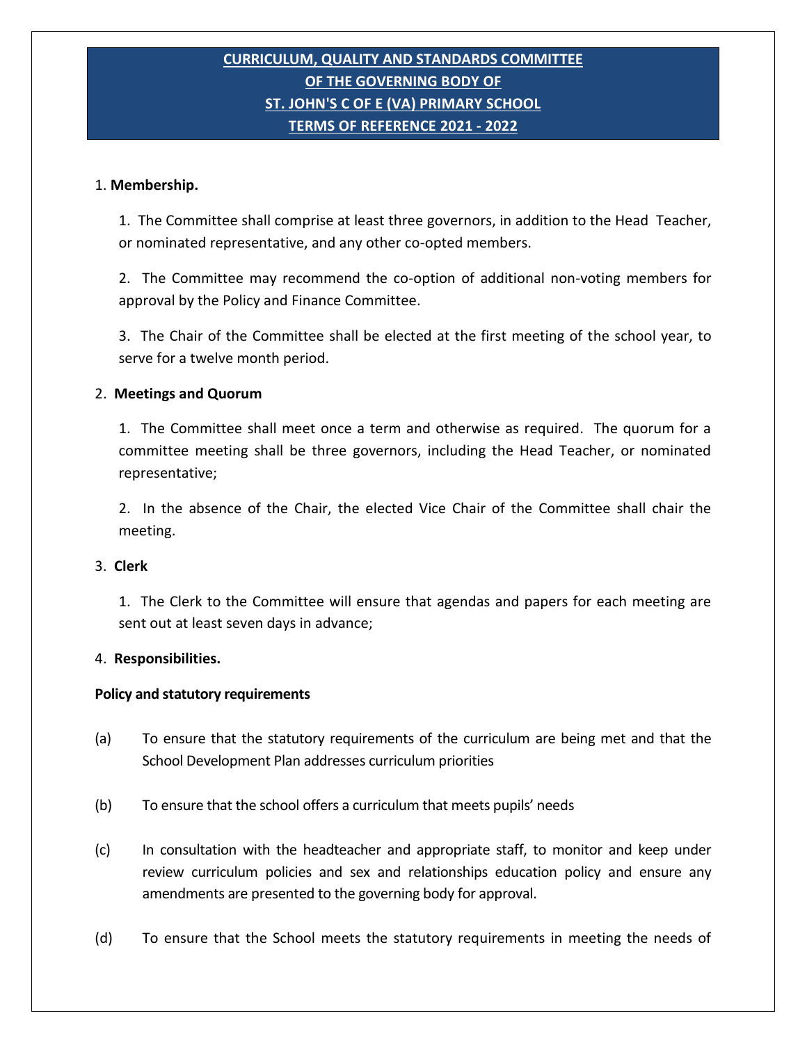# CURRICULUM, QUALITY AND STANDARDS COMMITTEE
# OF THE GOVERNING BODY OF
# ST. JOHN'S C OF E (VA) PRIMARY SCHOOL
# TERMS OF REFERENCE 2021 - 2022

1. **Membership.**

   1. The Committee shall comprise at least three governors, in addition to the Head Teacher, or nominated representative, and any other co-opted members.

   2. The Committee may recommend the co-option of additional non-voting members for approval by the Policy and Finance Committee.

   3. The Chair of the Committee shall be elected at the first meeting of the school year, to serve for a twelve month period.

2. **Meetings and Quorum**

   1. The Committee shall meet once a term and otherwise as required. The quorum for a committee meeting shall be three governors, including the Head Teacher, or nominated representative;

   2. In the absence of the Chair, the elected Vice Chair of the Committee shall chair the meeting.

3. **Clerk**

   1. The Clerk to the Committee will ensure that agendas and papers for each meeting are sent out at least seven days in advance;

4. **Responsibilities.**

**Policy and statutory requirements**

(a) To ensure that the statutory requirements of the curriculum are being met and that the School Development Plan addresses curriculum priorities

(b) To ensure that the school offers a curriculum that meets pupils' needs

(c) In consultation with the headteacher and appropriate staff, to monitor and keep under review curriculum policies and sex and relationships education policy and ensure any amendments are presented to the governing body for approval.

(d) To ensure that the School meets the statutory requirements in meeting the needs of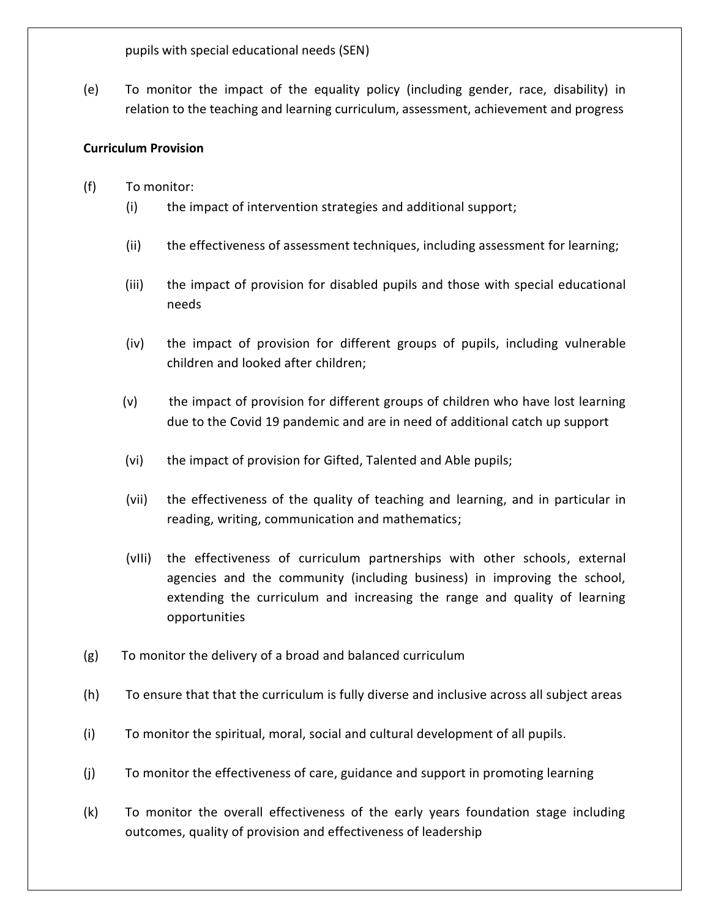pupils with special educational needs (SEN)

(e) To monitor the impact of the equality policy (including gender, race, disability) in relation to the teaching and learning curriculum, assessment, achievement and progress

**Curriculum Provision**

(f) To monitor:

- (i) the impact of intervention strategies and additional support;
- (ii) the effectiveness of assessment techniques, including assessment for learning;
- (iii) the impact of provision for disabled pupils and those with special educational needs
- (iv) the impact of provision for different groups of pupils, including vulnerable children and looked after children;
- (v) the impact of provision for different groups of children who have lost learning due to the Covid 19 pandemic and are in need of additional catch up support
- (vi) the impact of provision for Gifted, Talented and Able pupils;
- (vii) the effectiveness of the quality of teaching and learning, and in particular in reading, writing, communication and mathematics;
- (vIIi) the effectiveness of curriculum partnerships with other schools, external agencies and the community (including business) in improving the school, extending the curriculum and increasing the range and quality of learning opportunities

(g) To monitor the delivery of a broad and balanced curriculum

(h) To ensure that that the curriculum is fully diverse and inclusive across all subject areas

(i) To monitor the spiritual, moral, social and cultural development of all pupils.

(j) To monitor the effectiveness of care, guidance and support in promoting learning

(k) To monitor the overall effectiveness of the early years foundation stage including outcomes, quality of provision and effectiveness of leadership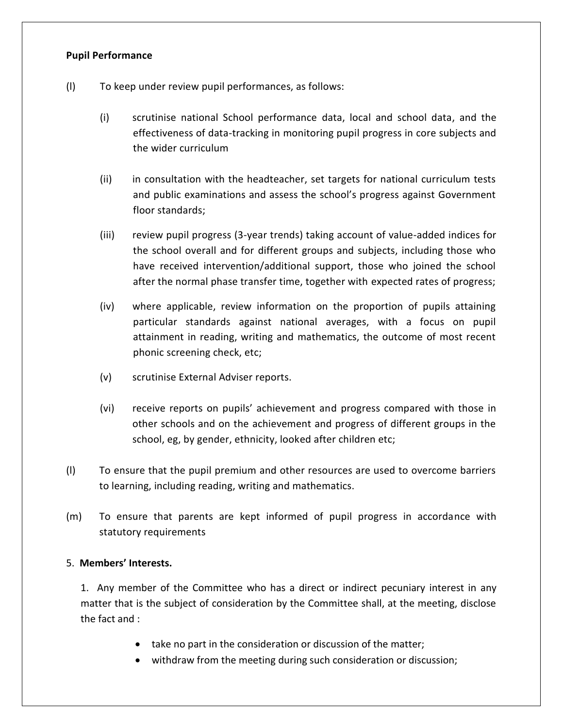**Pupil Performance**

(l) To keep under review pupil performances, as follows:

   (i) scrutinise national School performance data, local and school data, and the effectiveness of data-tracking in monitoring pupil progress in core subjects and the wider curriculum

   (ii) in consultation with the headteacher, set targets for national curriculum tests and public examinations and assess the school's progress against Government floor standards;

   (iii) review pupil progress (3-year trends) taking account of value-added indices for the school overall and for different groups and subjects, including those who have received intervention/additional support, those who joined the school after the normal phase transfer time, together with expected rates of progress;

   (iv) where applicable, review information on the proportion of pupils attaining particular standards against national averages, with a focus on pupil attainment in reading, writing and mathematics, the outcome of most recent phonic screening check, etc;

   (v) scrutinise External Adviser reports.

   (vi) receive reports on pupils' achievement and progress compared with those in other schools and on the achievement and progress of different groups in the school, eg, by gender, ethnicity, looked after children etc;

(l) To ensure that the pupil premium and other resources are used to overcome barriers to learning, including reading, writing and mathematics.

(m) To ensure that parents are kept informed of pupil progress in accordance with statutory requirements

5. **Members' Interests.**

1. Any member of the Committee who has a direct or indirect pecuniary interest in any matter that is the subject of consideration by the Committee shall, at the meeting, disclose the fact and :

- take no part in the consideration or discussion of the matter;
- withdraw from the meeting during such consideration or discussion;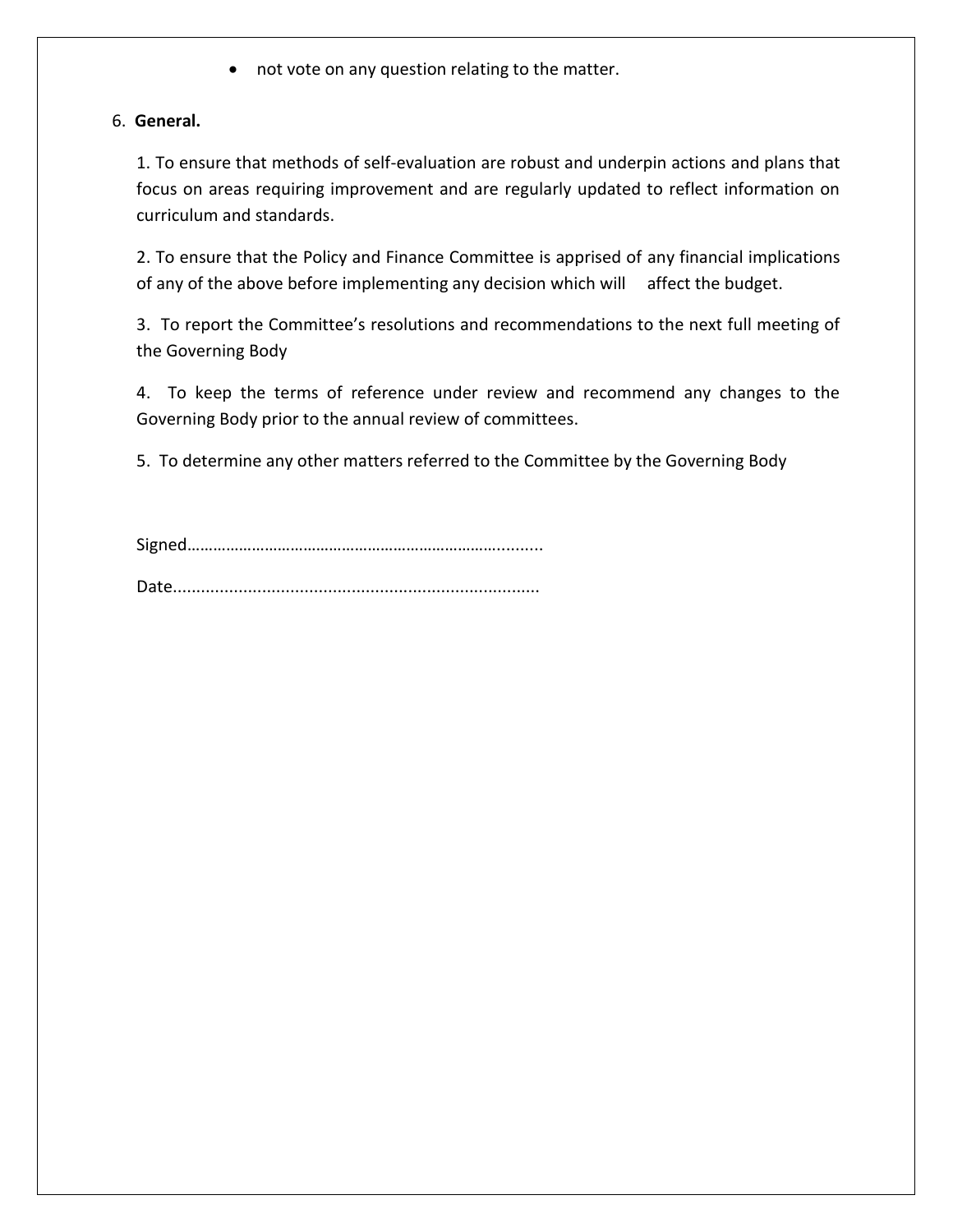- not vote on any question relating to the matter.

6. **General.**

1. To ensure that methods of self-evaluation are robust and underpin actions and plans that focus on areas requiring improvement and are regularly updated to reflect information on curriculum and standards.

2. To ensure that the Policy and Finance Committee is apprised of any financial implications of any of the above before implementing any decision which will affect the budget.

3. To report the Committee's resolutions and recommendations to the next full meeting of the Governing Body

4. To keep the terms of reference under review and recommend any changes to the Governing Body prior to the annual review of committees.

5. To determine any other matters referred to the Committee by the Governing Body

Signed……………………………………………………………………..........

Date...............................................................................